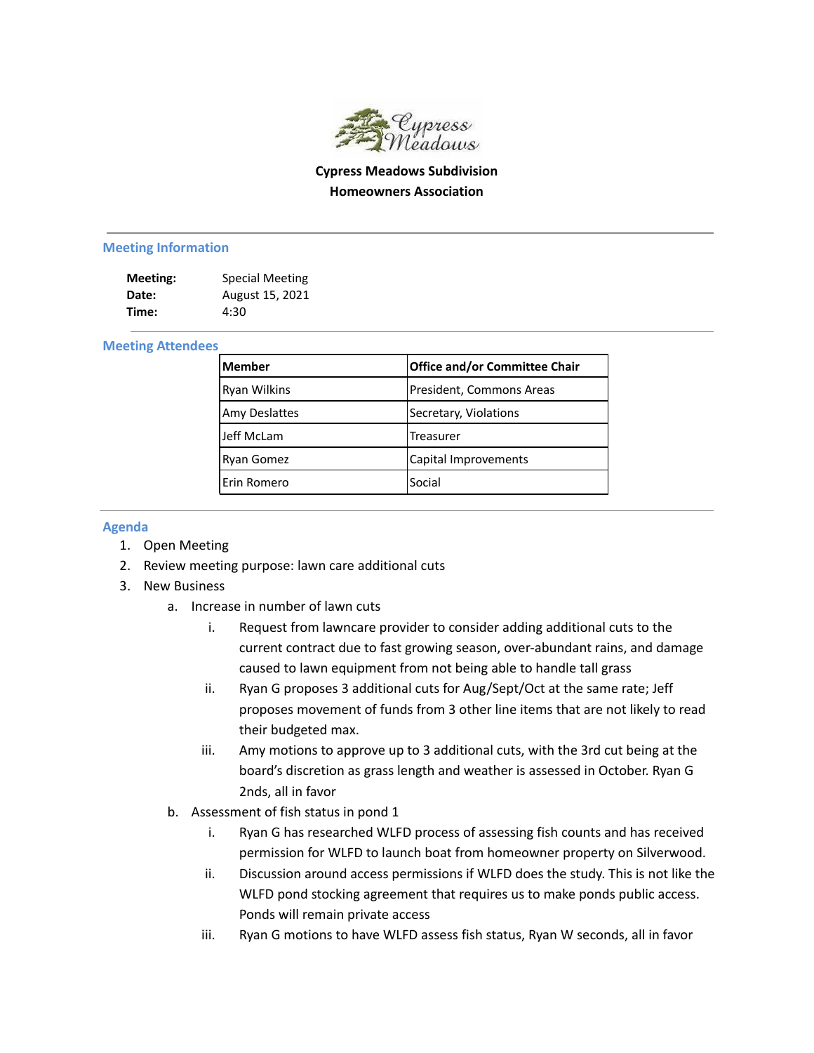# Cypress Meadows Subdivision
# Homeowners Association

## Meeting Information

**Meeting:** Special Meeting
**Date:** August 15, 2021
**Time:** 4:30

## Meeting Attendees

| Member | Office and/or Committee Chair |
|---|---|
| Ryan Wilkins | President, Commons Areas |
| Amy Deslattes | Secretary, Violations |
| Jeff McLam | Treasurer |
| Ryan Gomez | Capital Improvements |
| Erin Romero | Social |

## Agenda

1. Open Meeting
2. Review meeting purpose: lawn care additional cuts
3. New Business
   a. Increase in number of lawn cuts
      i. Request from lawncare provider to consider adding additional cuts to the current contract due to fast growing season, over-abundant rains, and damage caused to lawn equipment from not being able to handle tall grass
      ii. Ryan G proposes 3 additional cuts for Aug/Sept/Oct at the same rate; Jeff proposes movement of funds from 3 other line items that are not likely to read their budgeted max.
      iii. Amy motions to approve up to 3 additional cuts, with the 3rd cut being at the board's discretion as grass length and weather is assessed in October. Ryan G 2nds, all in favor
   b. Assessment of fish status in pond 1
      i. Ryan G has researched WLFD process of assessing fish counts and has received permission for WLFD to launch boat from homeowner property on Silverwood.
      ii. Discussion around access permissions if WLFD does the study. This is not like the WLFD pond stocking agreement that requires us to make ponds public access. Ponds will remain private access
      iii. Ryan G motions to have WLFD assess fish status, Ryan W seconds, all in favor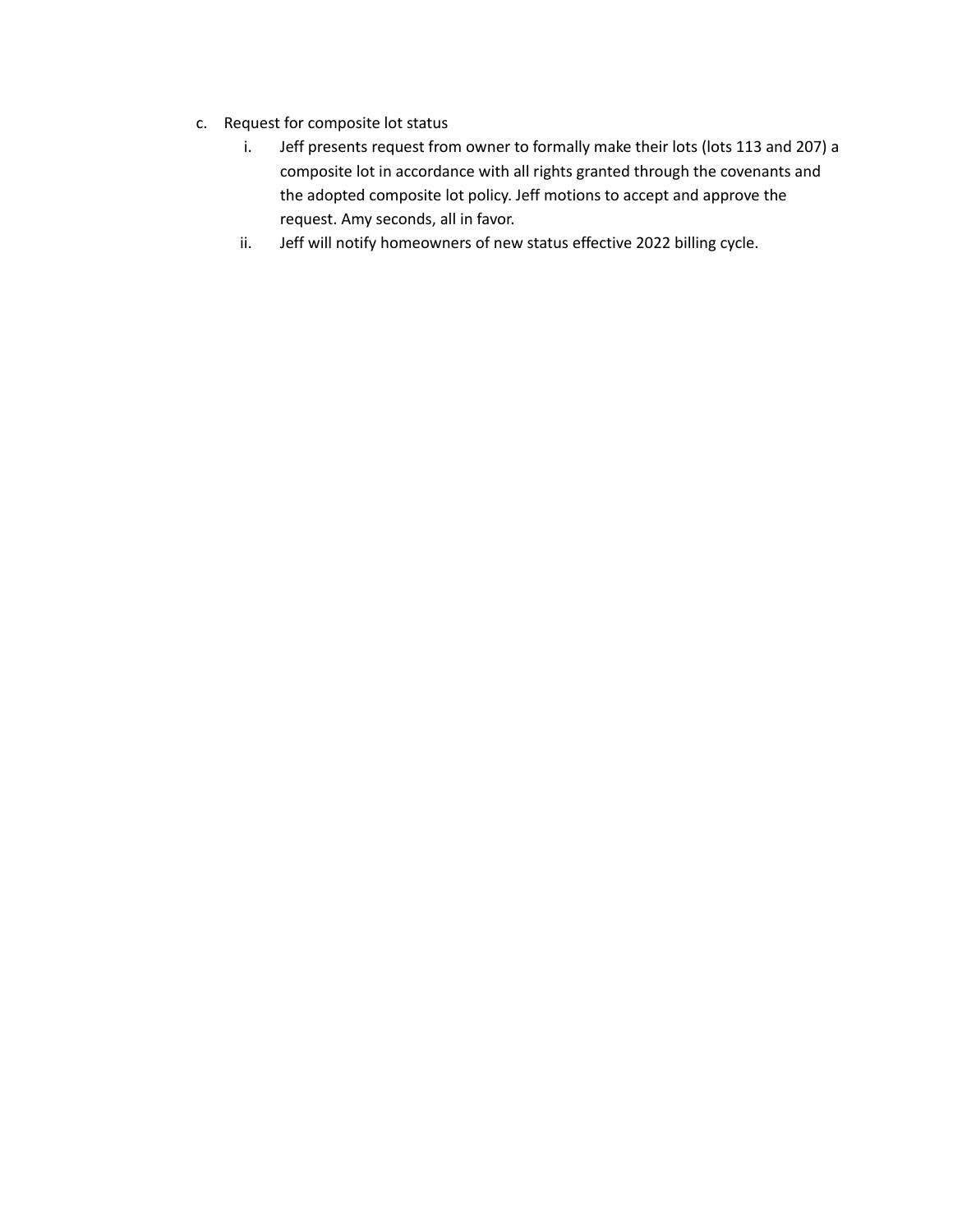c. Request for composite lot status
    i. Jeff presents request from owner to formally make their lots (lots 113 and 207) a composite lot in accordance with all rights granted through the covenants and the adopted composite lot policy. Jeff motions to accept and approve the request. Amy seconds, all in favor.
    ii. Jeff will notify homeowners of new status effective 2022 billing cycle.